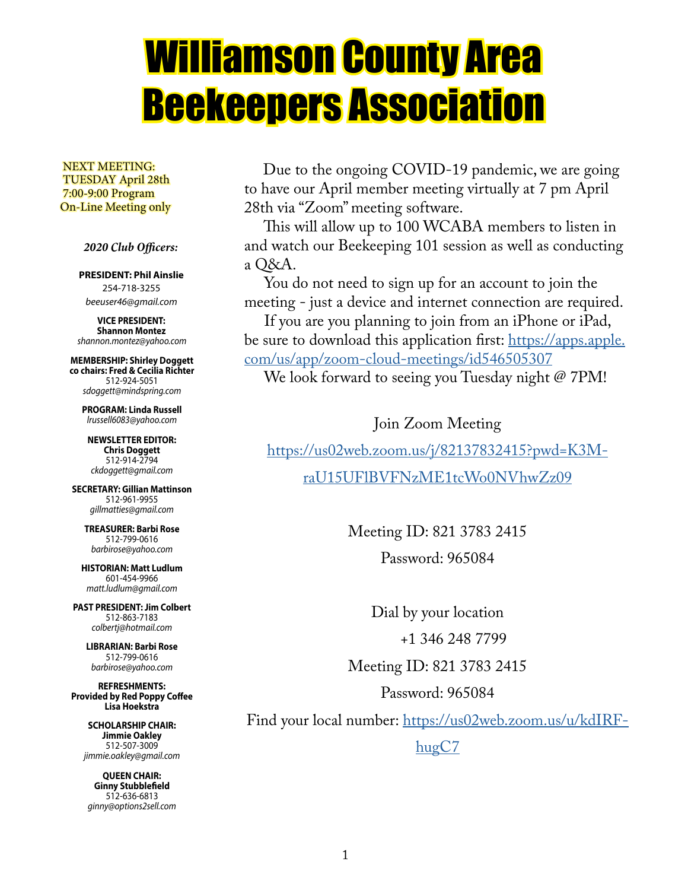# Williamson County Area Beekeepers Association

NEXT MEETING:
TUESDAY April 28th
7:00-9:00 Program
On-Line Meeting only

***2020 Club Officers:***

**PRESIDENT: Phil Ainslie**
254-718-3255
*beeuser46@gmail.com*

**VICE PRESIDENT: Shannon Montez**
*shannon.montez@yahoo.com*

**MEMBERSHIP: Shirley Doggett**
**co chairs: Fred & Cecilia Richter**
512-924-5051
*sdoggett@mindspring.com*

**PROGRAM: Linda Russell**
*lrussell6083@yahoo.com*

**NEWSLETTER EDITOR: Chris Doggett**
512-914-2794
*ckdoggett@gmail.com*

**SECRETARY: Gillian Mattinson**
512-961-9955
*gillmatties@gmail.com*

**TREASURER: Barbi Rose**
512-799-0616
*barbirose@yahoo.com*

**HISTORIAN: Matt Ludlum**
601-454-9966
*matt.ludlum@gmail.com*

**PAST PRESIDENT: Jim Colbert**
512-863-7183
*colbertj@hotmail.com*

**LIBRARIAN: Barbi Rose**
512-799-0616
*barbirose@yahoo.com*

**REFRESHMENTS: Provided by Red Poppy Coffee**
**Lisa Hoekstra**

**SCHOLARSHIP CHAIR: Jimmie Oakley**
512-507-3009
*jimmie.oakley@gmail.com*

**QUEEN CHAIR: Ginny Stubblefield**
512-636-6813
*ginny@options2sell.com*

Due to the ongoing COVID-19 pandemic, we are going to have our April member meeting virtually at 7 pm April 28th via "Zoom" meeting software.

This will allow up to 100 WCABA members to listen in and watch our Beekeeping 101 session as well as conducting a Q&A.

You do not need to sign up for an account to join the meeting - just a device and internet connection are required.

If you are you planning to join from an iPhone or iPad, be sure to download this application first: https://apps.apple.com/us/app/zoom-cloud-meetings/id546505307

We look forward to seeing you Tuesday night @ 7PM!

Join Zoom Meeting

https://us02web.zoom.us/j/82137832415?pwd=K3M-raU15UFlBVFNzME1tcWo0NVhwZz09

Meeting ID: 821 3783 2415

Password: 965084

Dial by your location

+1 346 248 7799

Meeting ID: 821 3783 2415

Password: 965084

Find your local number: https://us02web.zoom.us/u/kdIRF-hugC7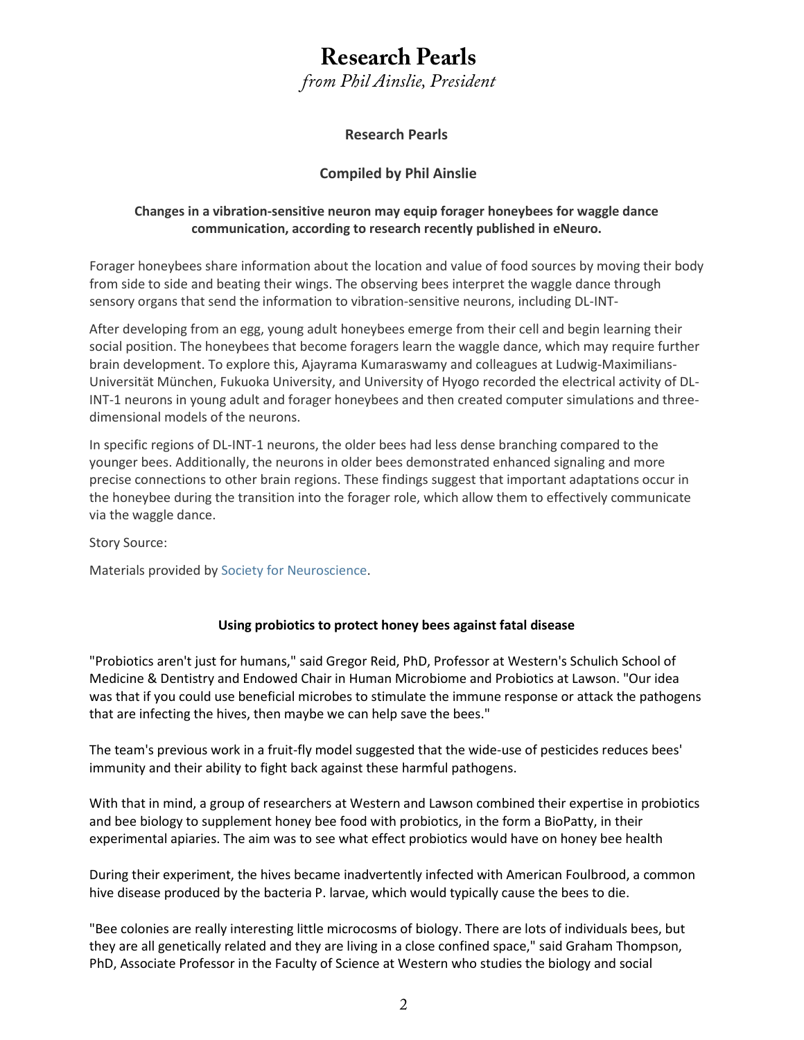# Research Pearls

*from Phil Ainslie, President*

**Research Pearls**

**Compiled by Phil Ainslie**

**Changes in a vibration-sensitive neuron may equip forager honeybees for waggle dance communication, according to research recently published in eNeuro.**

Forager honeybees share information about the location and value of food sources by moving their body from side to side and beating their wings. The observing bees interpret the waggle dance through sensory organs that send the information to vibration-sensitive neurons, including DL-INT-

After developing from an egg, young adult honeybees emerge from their cell and begin learning their social position. The honeybees that become foragers learn the waggle dance, which may require further brain development. To explore this, Ajayrama Kumaraswamy and colleagues at Ludwig-Maximilians-Universität München, Fukuoka University, and University of Hyogo recorded the electrical activity of DL-INT-1 neurons in young adult and forager honeybees and then created computer simulations and three-dimensional models of the neurons.

In specific regions of DL-INT-1 neurons, the older bees had less dense branching compared to the younger bees. Additionally, the neurons in older bees demonstrated enhanced signaling and more precise connections to other brain regions. These findings suggest that important adaptations occur in the honeybee during the transition into the forager role, which allow them to effectively communicate via the waggle dance.

Story Source:

Materials provided by Society for Neuroscience.

**Using probiotics to protect honey bees against fatal disease**

"Probiotics aren't just for humans," said Gregor Reid, PhD, Professor at Western's Schulich School of Medicine & Dentistry and Endowed Chair in Human Microbiome and Probiotics at Lawson. "Our idea was that if you could use beneficial microbes to stimulate the immune response or attack the pathogens that are infecting the hives, then maybe we can help save the bees."

The team's previous work in a fruit-fly model suggested that the wide-use of pesticides reduces bees' immunity and their ability to fight back against these harmful pathogens.

With that in mind, a group of researchers at Western and Lawson combined their expertise in probiotics and bee biology to supplement honey bee food with probiotics, in the form a BioPatty, in their experimental apiaries. The aim was to see what effect probiotics would have on honey bee health

During their experiment, the hives became inadvertently infected with American Foulbrood, a common hive disease produced by the bacteria P. larvae, which would typically cause the bees to die.

"Bee colonies are really interesting little microcosms of biology. There are lots of individuals bees, but they are all genetically related and they are living in a close confined space," said Graham Thompson, PhD, Associate Professor in the Faculty of Science at Western who studies the biology and social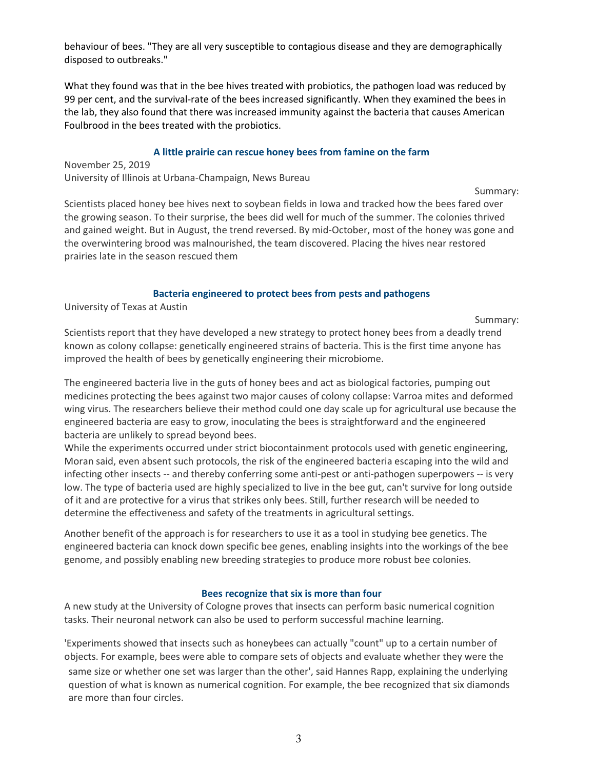behaviour of bees. "They are all very susceptible to contagious disease and they are demographically disposed to outbreaks."

What they found was that in the bee hives treated with probiotics, the pathogen load was reduced by 99 per cent, and the survival-rate of the bees increased significantly. When they examined the bees in the lab, they also found that there was increased immunity against the bacteria that causes American Foulbrood in the bees treated with the probiotics.

### A little prairie can rescue honey bees from famine on the farm

November 25, 2019
University of Illinois at Urbana-Champaign, News Bureau

Summary:

Scientists placed honey bee hives next to soybean fields in Iowa and tracked how the bees fared over the growing season. To their surprise, the bees did well for much of the summer. The colonies thrived and gained weight. But in August, the trend reversed. By mid-October, most of the honey was gone and the overwintering brood was malnourished, the team discovered. Placing the hives near restored prairies late in the season rescued them

### Bacteria engineered to protect bees from pests and pathogens

University of Texas at Austin

Summary:

Scientists report that they have developed a new strategy to protect honey bees from a deadly trend known as colony collapse: genetically engineered strains of bacteria. This is the first time anyone has improved the health of bees by genetically engineering their microbiome.

The engineered bacteria live in the guts of honey bees and act as biological factories, pumping out medicines protecting the bees against two major causes of colony collapse: Varroa mites and deformed wing virus. The researchers believe their method could one day scale up for agricultural use because the engineered bacteria are easy to grow, inoculating the bees is straightforward and the engineered bacteria are unlikely to spread beyond bees.
While the experiments occurred under strict biocontainment protocols used with genetic engineering, Moran said, even absent such protocols, the risk of the engineered bacteria escaping into the wild and infecting other insects -- and thereby conferring some anti-pest or anti-pathogen superpowers -- is very low. The type of bacteria used are highly specialized to live in the bee gut, can't survive for long outside of it and are protective for a virus that strikes only bees. Still, further research will be needed to determine the effectiveness and safety of the treatments in agricultural settings.

Another benefit of the approach is for researchers to use it as a tool in studying bee genetics. The engineered bacteria can knock down specific bee genes, enabling insights into the workings of the bee genome, and possibly enabling new breeding strategies to produce more robust bee colonies.

### Bees recognize that six is more than four

A new study at the University of Cologne proves that insects can perform basic numerical cognition tasks. Their neuronal network can also be used to perform successful machine learning.

'Experiments showed that insects such as honeybees can actually "count" up to a certain number of objects. For example, bees were able to compare sets of objects and evaluate whether they were the same size or whether one set was larger than the other', said Hannes Rapp, explaining the underlying question of what is known as numerical cognition. For example, the bee recognized that six diamonds are more than four circles.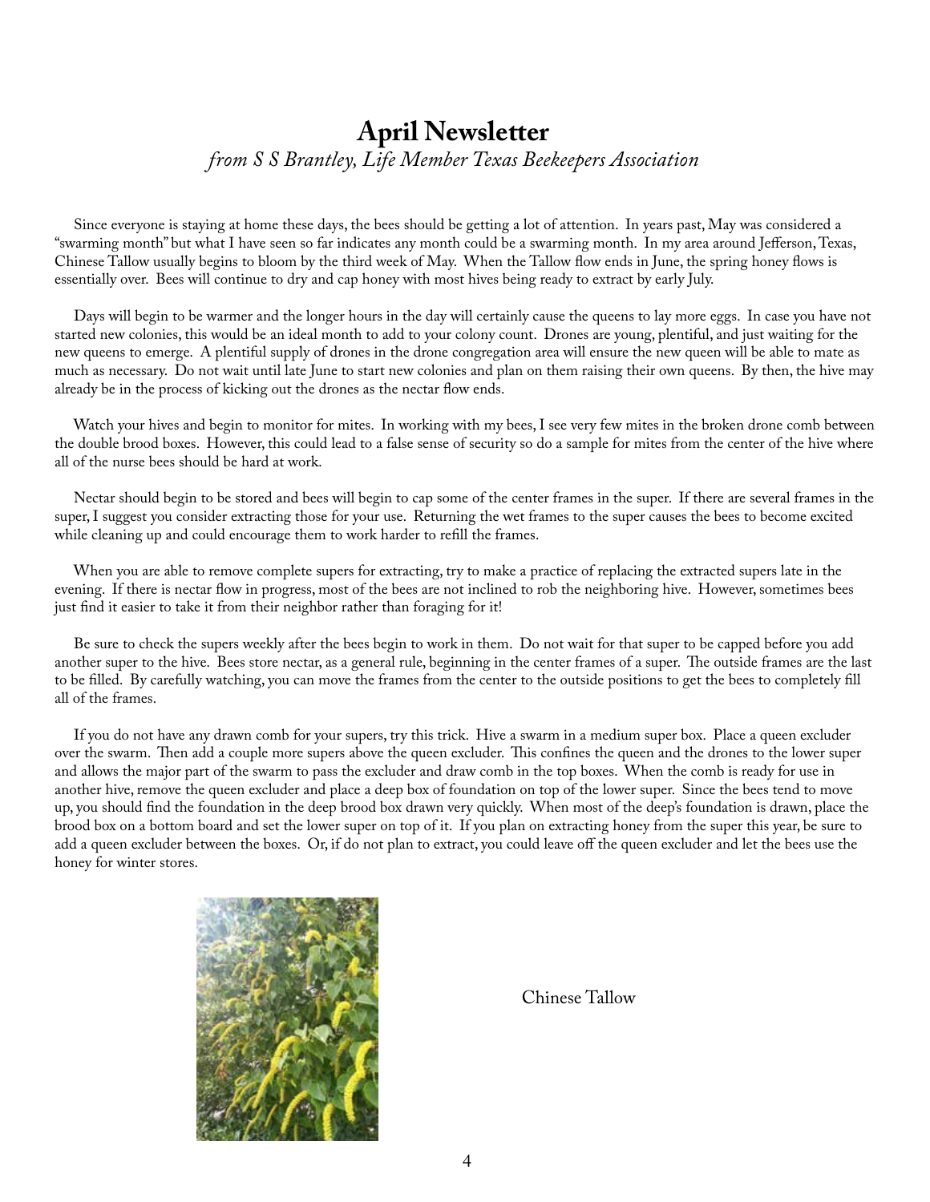# April Newsletter

*from S S Brantley, Life Member Texas Beekeepers Association*

Since everyone is staying at home these days, the bees should be getting a lot of attention. In years past, May was considered a "swarming month" but what I have seen so far indicates any month could be a swarming month. In my area around Jefferson, Texas, Chinese Tallow usually begins to bloom by the third week of May. When the Tallow flow ends in June, the spring honey flows is essentially over. Bees will continue to dry and cap honey with most hives being ready to extract by early July.

Days will begin to be warmer and the longer hours in the day will certainly cause the queens to lay more eggs. In case you have not started new colonies, this would be an ideal month to add to your colony count. Drones are young, plentiful, and just waiting for the new queens to emerge. A plentiful supply of drones in the drone congregation area will ensure the new queen will be able to mate as much as necessary. Do not wait until late June to start new colonies and plan on them raising their own queens. By then, the hive may already be in the process of kicking out the drones as the nectar flow ends.

Watch your hives and begin to monitor for mites. In working with my bees, I see very few mites in the broken drone comb between the double brood boxes. However, this could lead to a false sense of security so do a sample for mites from the center of the hive where all of the nurse bees should be hard at work.

Nectar should begin to be stored and bees will begin to cap some of the center frames in the super. If there are several frames in the super, I suggest you consider extracting those for your use. Returning the wet frames to the super causes the bees to become excited while cleaning up and could encourage them to work harder to refill the frames.

When you are able to remove complete supers for extracting, try to make a practice of replacing the extracted supers late in the evening. If there is nectar flow in progress, most of the bees are not inclined to rob the neighboring hive. However, sometimes bees just find it easier to take it from their neighbor rather than foraging for it!

Be sure to check the supers weekly after the bees begin to work in them. Do not wait for that super to be capped before you add another super to the hive. Bees store nectar, as a general rule, beginning in the center frames of a super. The outside frames are the last to be filled. By carefully watching, you can move the frames from the center to the outside positions to get the bees to completely fill all of the frames.

If you do not have any drawn comb for your supers, try this trick. Hive a swarm in a medium super box. Place a queen excluder over the swarm. Then add a couple more supers above the queen excluder. This confines the queen and the drones to the lower super and allows the major part of the swarm to pass the excluder and draw comb in the top boxes. When the comb is ready for use in another hive, remove the queen excluder and place a deep box of foundation on top of the lower super. Since the bees tend to move up, you should find the foundation in the deep brood box drawn very quickly. When most of the deep's foundation is drawn, place the brood box on a bottom board and set the lower super on top of it. If you plan on extracting honey from the super this year, be sure to add a queen excluder between the boxes. Or, if do not plan to extract, you could leave off the queen excluder and let the bees use the honey for winter stores.

Chinese Tallow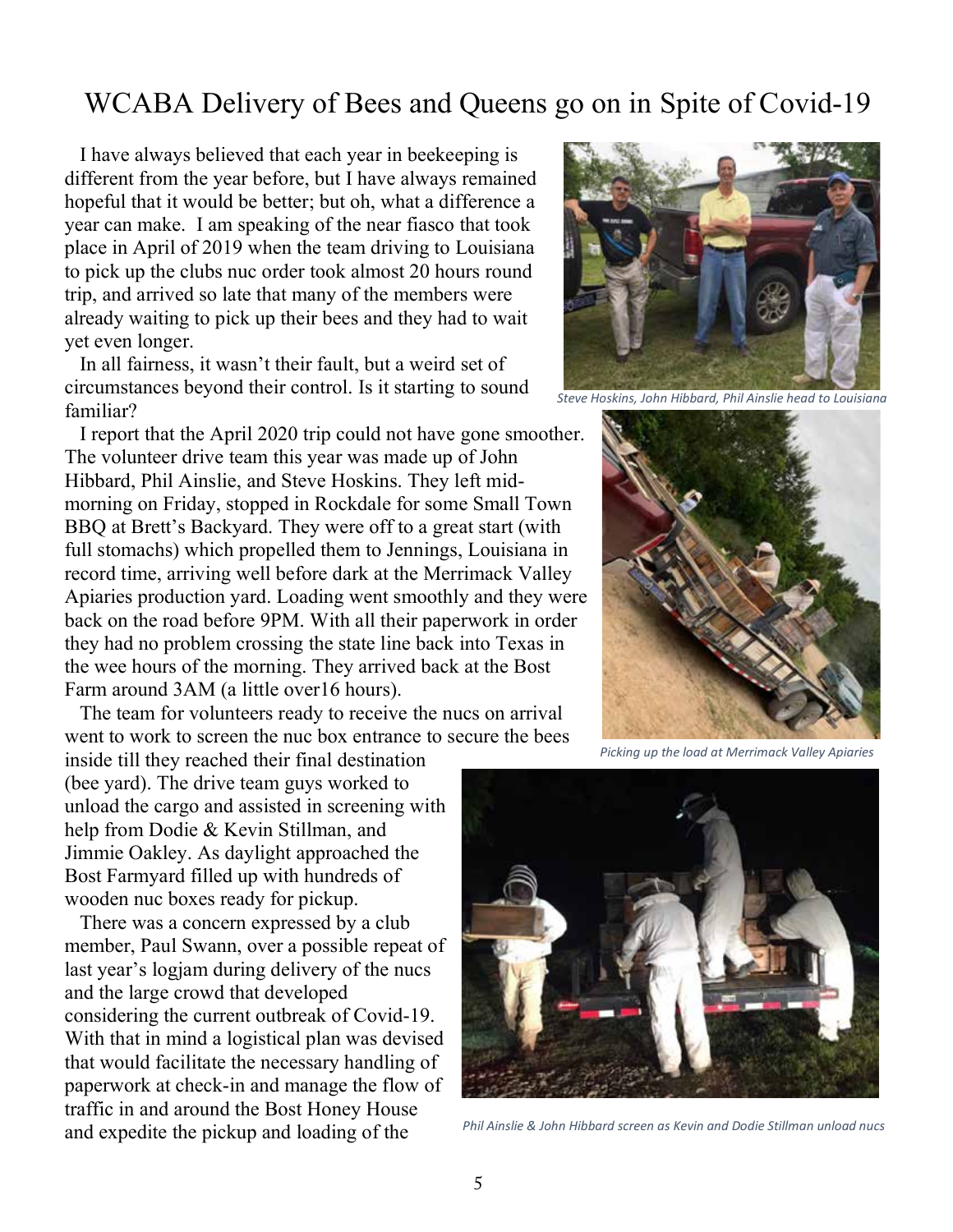# WCABA Delivery of Bees and Queens go on in Spite of Covid-19

I have always believed that each year in beekeeping is different from the year before, but I have always remained hopeful that it would be better; but oh, what a difference a year can make. I am speaking of the near fiasco that took place in April of 2019 when the team driving to Louisiana to pick up the clubs nuc order took almost 20 hours round trip, and arrived so late that many of the members were already waiting to pick up their bees and they had to wait yet even longer.

In all fairness, it wasn't their fault, but a weird set of circumstances beyond their control. Is it starting to sound familiar?

I report that the April 2020 trip could not have gone smoother. The volunteer drive team this year was made up of John Hibbard, Phil Ainslie, and Steve Hoskins. They left mid-morning on Friday, stopped in Rockdale for some Small Town BBQ at Brett's Backyard. They were off to a great start (with full stomachs) which propelled them to Jennings, Louisiana in record time, arriving well before dark at the Merrimack Valley Apiaries production yard. Loading went smoothly and they were back on the road before 9PM. With all their paperwork in order they had no problem crossing the state line back into Texas in the wee hours of the morning. They arrived back at the Bost Farm around 3AM (a little over16 hours).

The team for volunteers ready to receive the nucs on arrival went to work to screen the nuc box entrance to secure the bees inside till they reached their final destination (bee yard). The drive team guys worked to unload the cargo and assisted in screening with help from Dodie & Kevin Stillman, and Jimmie Oakley. As daylight approached the Bost Farmyard filled up with hundreds of wooden nuc boxes ready for pickup.

There was a concern expressed by a club member, Paul Swann, over a possible repeat of last year's logjam during delivery of the nucs and the large crowd that developed considering the current outbreak of Covid-19. With that in mind a logistical plan was devised that would facilitate the necessary handling of paperwork at check-in and manage the flow of traffic in and around the Bost Honey House and expedite the pickup and loading of the

*Steve Hoskins, John Hibbard, Phil Ainslie head to Louisiana*

*Picking up the load at Merrimack Valley Apiaries*

*Phil Ainslie & John Hibbard screen as Kevin and Dodie Stillman unload nucs*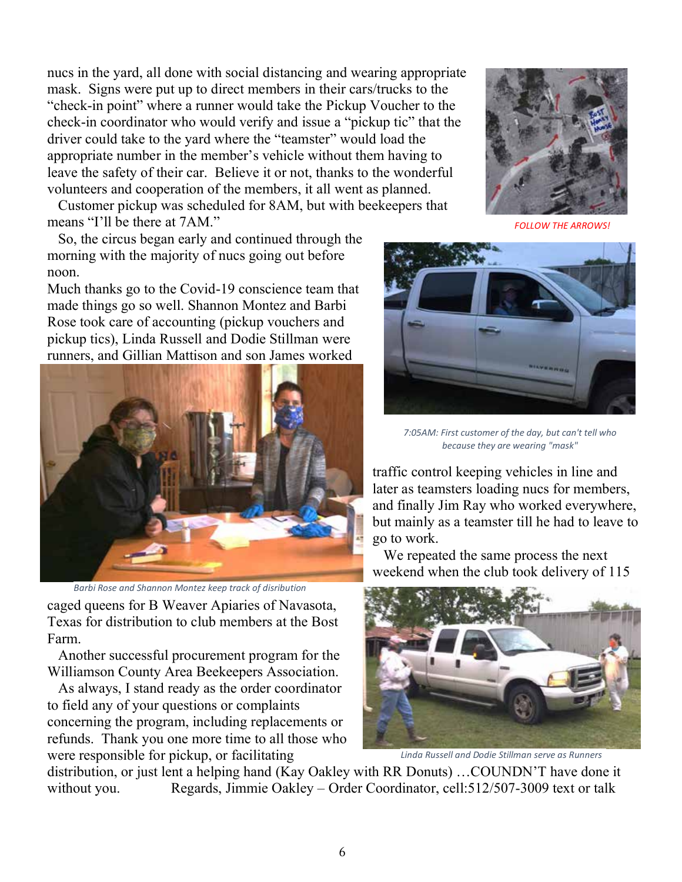nucs in the yard, all done with social distancing and wearing appropriate mask. Signs were put up to direct members in their cars/trucks to the "check-in point" where a runner would take the Pickup Voucher to the check-in coordinator who would verify and issue a "pickup tic" that the driver could take to the yard where the "teamster" would load the appropriate number in the member's vehicle without them having to leave the safety of their car. Believe it or not, thanks to the wonderful volunteers and cooperation of the members, it all went as planned.

Customer pickup was scheduled for 8AM, but with beekeepers that means "I'll be there at 7AM."

So, the circus began early and continued through the morning with the majority of nucs going out before noon.

Much thanks go to the Covid-19 conscience team that made things go so well. Shannon Montez and Barbi Rose took care of accounting (pickup vouchers and pickup tics), Linda Russell and Dodie Stillman were runners, and Gillian Mattison and son James worked traffic control keeping vehicles in line and later as teamsters loading nucs for members, and finally Jim Ray who worked everywhere, but mainly as a teamster till he had to leave to go to work.

We repeated the same process the next weekend when the club took delivery of 115 caged queens for B Weaver Apiaries of Navasota, Texas for distribution to club members at the Bost Farm.

Another successful procurement program for the Williamson County Area Beekeepers Association.

As always, I stand ready as the order coordinator to field any of your questions or complaints concerning the program, including replacements or refunds. Thank you one more time to all those who were responsible for pickup, or facilitating distribution, or just lent a helping hand (Kay Oakley with RR Donuts) …COUNDN'T have done it without you. Regards, Jimmie Oakley – Order Coordinator, cell:512/507-3009 text or talk

*FOLLOW THE ARROWS!*

*7:05AM: First customer of the day, but can't tell who because they are wearing "mask"*

*Barbi Rose and Shannon Montez keep track of disribution*

*Linda Russell and Dodie Stillman serve as Runners*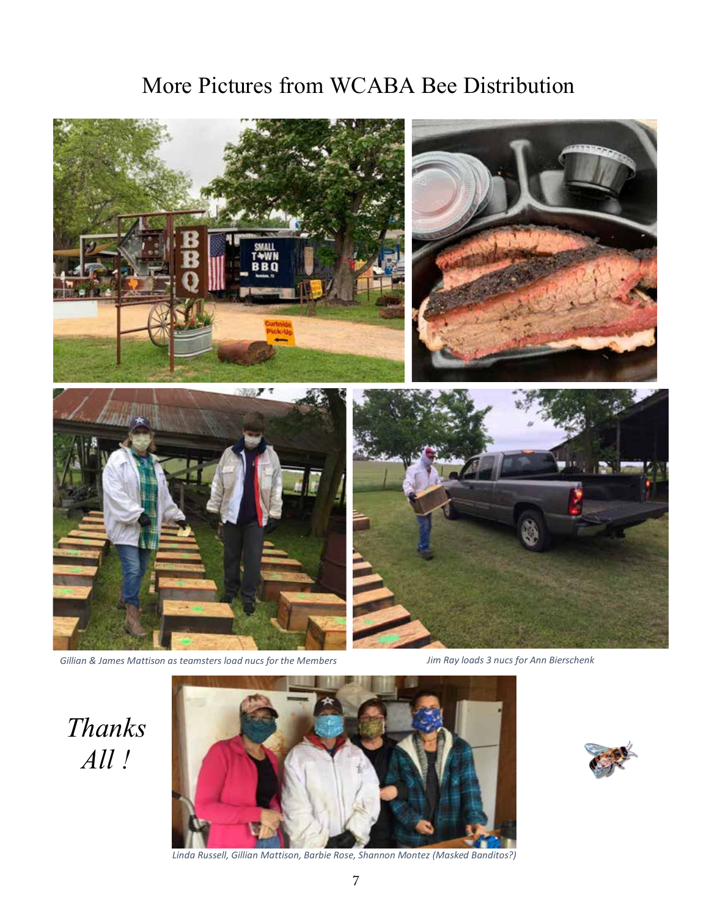# More Pictures from WCABA Bee Distribution

*Gillian & James Mattison as teamsters load nucs for the Members*

*Jim Ray loads 3 nucs for Ann Bierschenk*

*Thanks All !*

*Linda Russell, Gillian Mattison, Barbie Rose, Shannon Montez (Masked Banditos?)*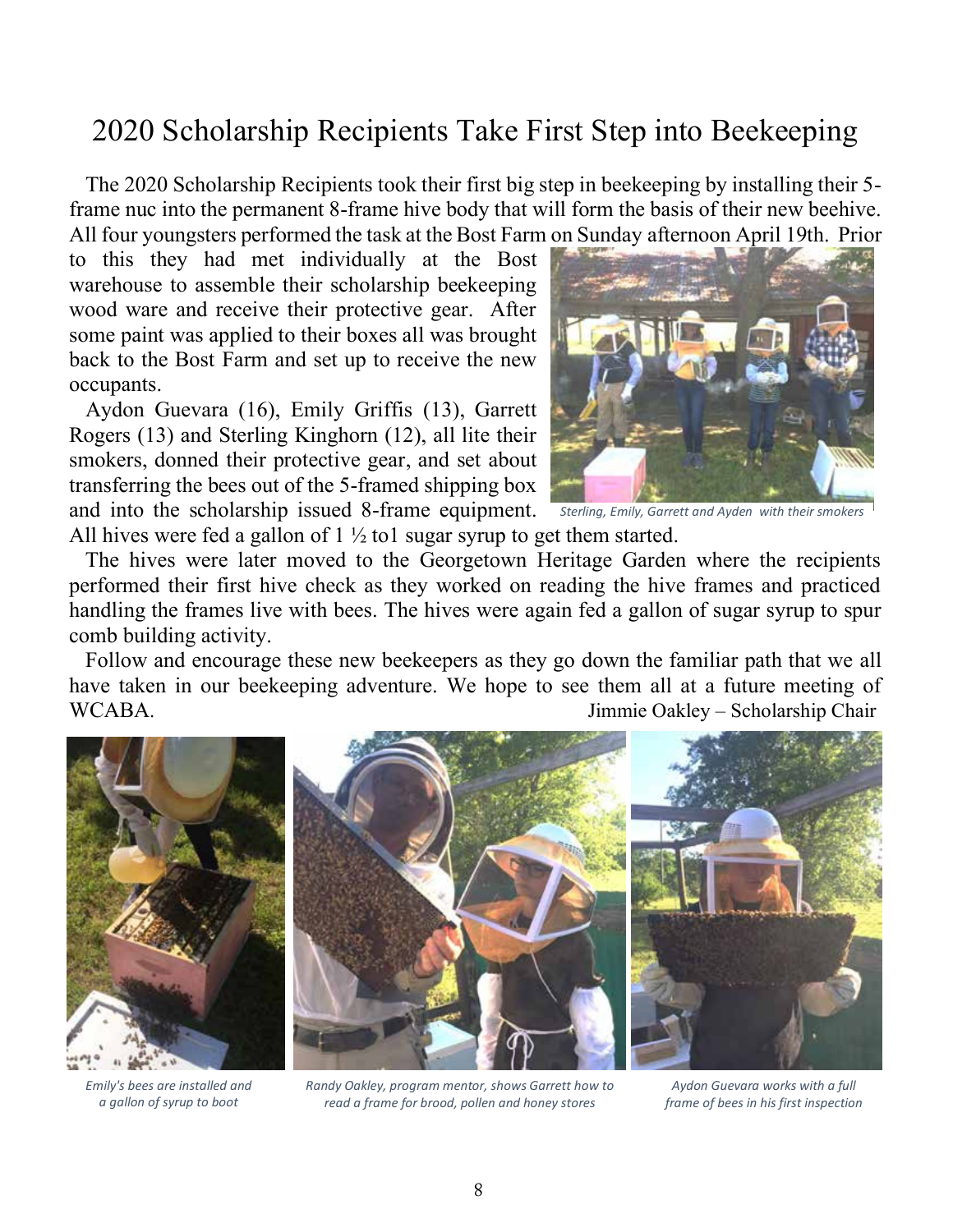# 2020 Scholarship Recipients Take First Step into Beekeeping

The 2020 Scholarship Recipients took their first big step in beekeeping by installing their 5-frame nuc into the permanent 8-frame hive body that will form the basis of their new beehive. All four youngsters performed the task at the Bost Farm on Sunday afternoon April 19th. Prior to this they had met individually at the Bost warehouse to assemble their scholarship beekeeping wood ware and receive their protective gear. After some paint was applied to their boxes all was brought back to the Bost Farm and set up to receive the new occupants.

Aydon Guevara (16), Emily Griffis (13), Garrett Rogers (13) and Sterling Kinghorn (12), all lite their smokers, donned their protective gear, and set about transferring the bees out of the 5-framed shipping box and into the scholarship issued 8-frame equipment. All hives were fed a gallon of 1 ½ to1 sugar syrup to get them started.

*Sterling, Emily, Garrett and Ayden with their smokers*

The hives were later moved to the Georgetown Heritage Garden where the recipients performed their first hive check as they worked on reading the hive frames and practiced handling the frames live with bees. The hives were again fed a gallon of sugar syrup to spur comb building activity.

Follow and encourage these new beekeepers as they go down the familiar path that we all have taken in our beekeeping adventure. We hope to see them all at a future meeting of WCABA.

Jimmie Oakley – Scholarship Chair

*Emily's bees are installed and a gallon of syrup to boot*

*Randy Oakley, program mentor, shows Garrett how to read a frame for brood, pollen and honey stores*

*Aydon Guevara works with a full frame of bees in his first inspection*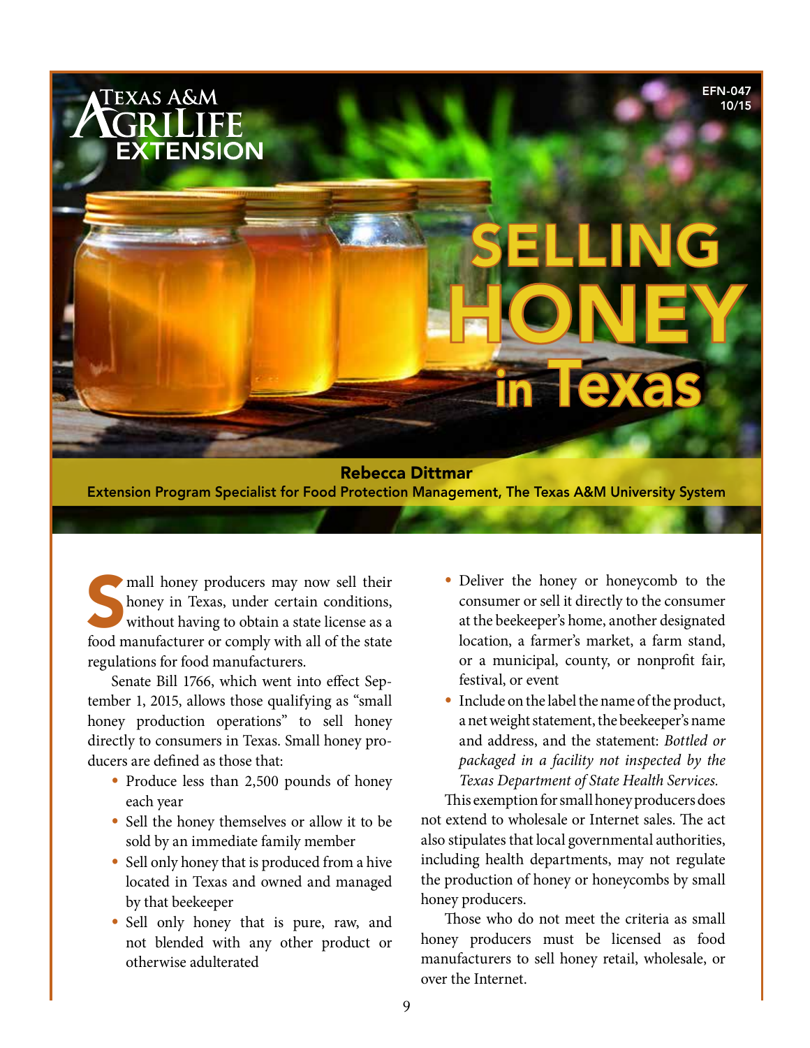Texas A&M AgriLife Extension

EFN-047
10/15

# SELLING HONEY in Texas

**Rebecca Dittmar**
**Extension Program Specialist for Food Protection Management, The Texas A&M University System**

Small honey producers may now sell their honey in Texas, under certain conditions, without having to obtain a state license as a food manufacturer or comply with all of the state regulations for food manufacturers.

Senate Bill 1766, which went into effect September 1, 2015, allows those qualifying as "small honey production operations" to sell honey directly to consumers in Texas. Small honey producers are defined as those that:

- Produce less than 2,500 pounds of honey each year
- Sell the honey themselves or allow it to be sold by an immediate family member
- Sell only honey that is produced from a hive located in Texas and owned and managed by that beekeeper
- Sell only honey that is pure, raw, and not blended with any other product or otherwise adulterated
- Deliver the honey or honeycomb to the consumer or sell it directly to the consumer at the beekeeper's home, another designated location, a farmer's market, a farm stand, or a municipal, county, or nonprofit fair, festival, or event
- Include on the label the name of the product, a net weight statement, the beekeeper's name and address, and the statement: *Bottled or packaged in a facility not inspected by the Texas Department of State Health Services.*

This exemption for small honey producers does not extend to wholesale or Internet sales. The act also stipulates that local governmental authorities, including health departments, may not regulate the production of honey or honeycombs by small honey producers.

Those who do not meet the criteria as small honey producers must be licensed as food manufacturers to sell honey retail, wholesale, or over the Internet.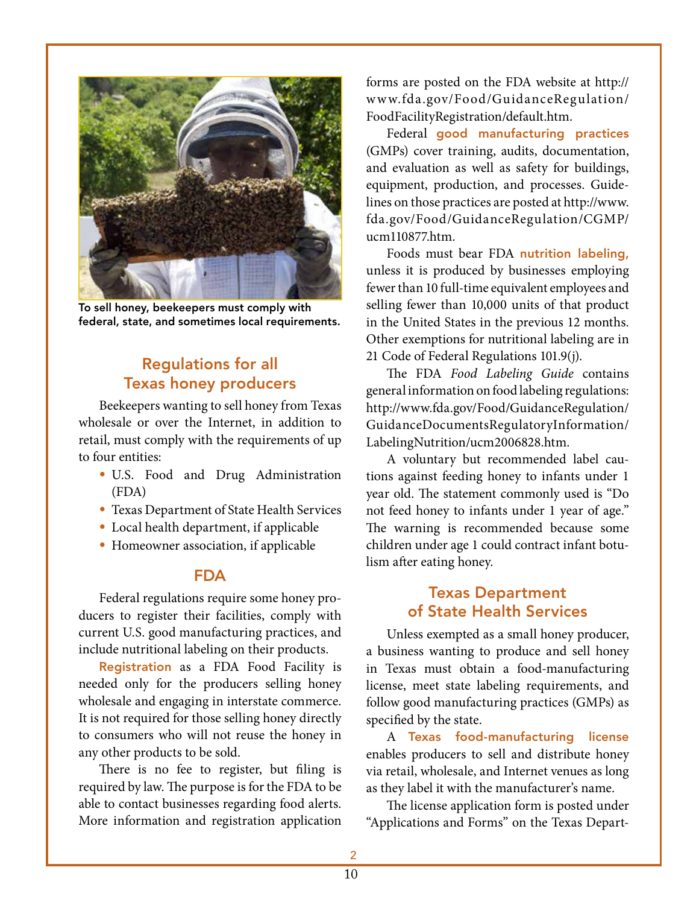To sell honey, beekeepers must comply with federal, state, and sometimes local requirements.

## Regulations for all Texas honey producers

Beekeepers wanting to sell honey from Texas wholesale or over the Internet, in addition to retail, must comply with the requirements of up to four entities:

- U.S. Food and Drug Administration (FDA)
- Texas Department of State Health Services
- Local health department, if applicable
- Homeowner association, if applicable

### FDA

Federal regulations require some honey producers to register their facilities, comply with current U.S. good manufacturing practices, and include nutritional labeling on their products.

**Registration** as a FDA Food Facility is needed only for the producers selling honey wholesale and engaging in interstate commerce. It is not required for those selling honey directly to consumers who will not reuse the honey in any other products to be sold.

There is no fee to register, but filing is required by law. The purpose is for the FDA to be able to contact businesses regarding food alerts. More information and registration application forms are posted on the FDA website at http://www.fda.gov/Food/GuidanceRegulation/FoodFacilityRegistration/default.htm.

Federal **good manufacturing practices** (GMPs) cover training, audits, documentation, and evaluation as well as safety for buildings, equipment, production, and processes. Guidelines on those practices are posted at http://www.fda.gov/Food/GuidanceRegulation/CGMP/ucm110877.htm.

Foods must bear FDA **nutrition labeling,** unless it is produced by businesses employing fewer than 10 full-time equivalent employees and selling fewer than 10,000 units of that product in the United States in the previous 12 months. Other exemptions for nutritional labeling are in 21 Code of Federal Regulations 101.9(j).

The FDA *Food Labeling Guide* contains general information on food labeling regulations: http://www.fda.gov/Food/GuidanceRegulation/GuidanceDocumentsRegulatoryInformation/LabelingNutrition/ucm2006828.htm.

A voluntary but recommended label cautions against feeding honey to infants under 1 year old. The statement commonly used is "Do not feed honey to infants under 1 year of age." The warning is recommended because some children under age 1 could contract infant botulism after eating honey.

### Texas Department of State Health Services

Unless exempted as a small honey producer, a business wanting to produce and sell honey in Texas must obtain a food-manufacturing license, meet state labeling requirements, and follow good manufacturing practices (GMPs) as specified by the state.

A **Texas food-manufacturing license** enables producers to sell and distribute honey via retail, wholesale, and Internet venues as long as they label it with the manufacturer's name.

The license application form is posted under "Applications and Forms" on the Texas Depart-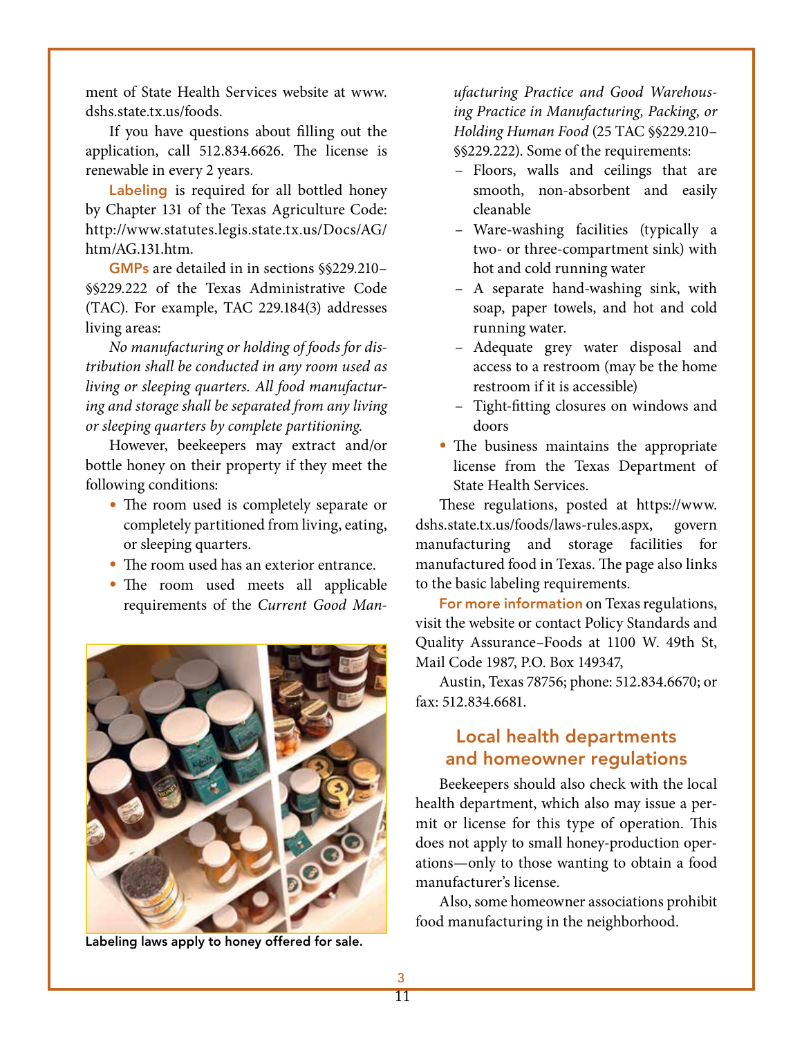ment of State Health Services website at www.dshs.state.tx.us/foods.

If you have questions about filling out the application, call 512.834.6626. The license is renewable in every 2 years.

**Labeling** is required for all bottled honey by Chapter 131 of the Texas Agriculture Code: http://www.statutes.legis.state.tx.us/Docs/AG/htm/AG.131.htm.

**GMPs** are detailed in in sections §§229.210–§§229.222 of the Texas Administrative Code (TAC). For example, TAC 229.184(3) addresses living areas:

*No manufacturing or holding of foods for distribution shall be conducted in any room used as living or sleeping quarters. All food manufacturing and storage shall be separated from any living or sleeping quarters by complete partitioning.*

However, beekeepers may extract and/or bottle honey on their property if they meet the following conditions:

- The room used is completely separate or completely partitioned from living, eating, or sleeping quarters.
- The room used has an exterior entrance.
- The room used meets all applicable requirements of the *Current Good Manufacturing Practice and Good Warehousing Practice in Manufacturing, Packing, or Holding Human Food* (25 TAC §§229.210–§§229.222). Some of the requirements:
  - Floors, walls and ceilings that are smooth, non-absorbent and easily cleanable
  - Ware-washing facilities (typically a two- or three-compartment sink) with hot and cold running water
  - A separate hand-washing sink, with soap, paper towels, and hot and cold running water.
  - Adequate grey water disposal and access to a restroom (may be the home restroom if it is accessible)
  - Tight-fitting closures on windows and doors
- The business maintains the appropriate license from the Texas Department of State Health Services.

Labeling laws apply to honey offered for sale.

These regulations, posted at https://www.dshs.state.tx.us/foods/laws-rules.aspx, govern manufacturing and storage facilities for manufactured food in Texas. The page also links to the basic labeling requirements.

**For more information** on Texas regulations, visit the website or contact Policy Standards and Quality Assurance–Foods at 1100 W. 49th St, Mail Code 1987, P.O. Box 149347,

Austin, Texas 78756; phone: 512.834.6670; or fax: 512.834.6681.

## Local health departments and homeowner regulations

Beekeepers should also check with the local health department, which also may issue a permit or license for this type of operation. This does not apply to small honey-production operations—only to those wanting to obtain a food manufacturer's license.

Also, some homeowner associations prohibit food manufacturing in the neighborhood.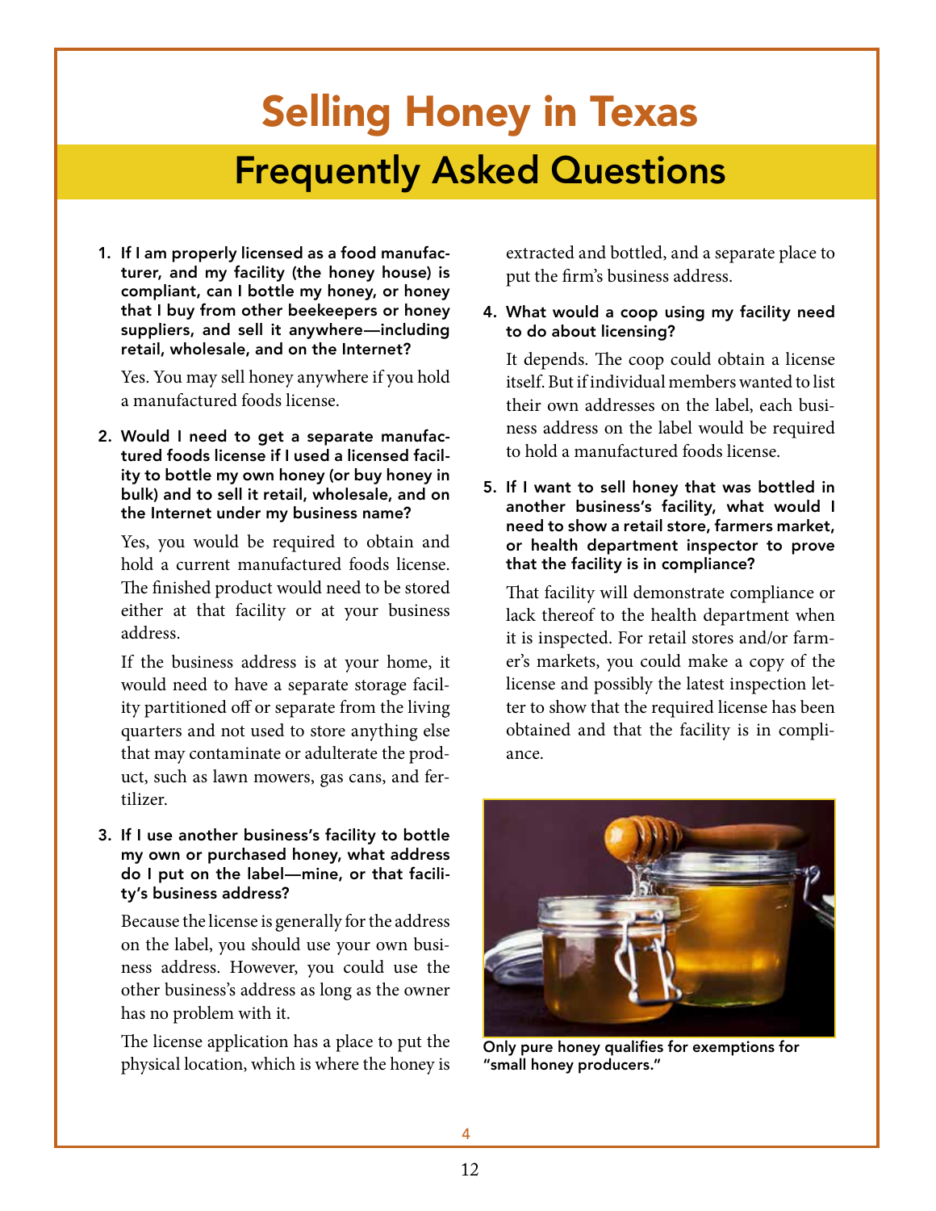# Selling Honey in Texas

## Frequently Asked Questions

1. **If I am properly licensed as a food manufacturer, and my facility (the honey house) is compliant, can I bottle my honey, or honey that I buy from other beekeepers or honey suppliers, and sell it anywhere—including retail, wholesale, and on the Internet?**

   Yes. You may sell honey anywhere if you hold a manufactured foods license.

2. **Would I need to get a separate manufactured foods license if I used a licensed facility to bottle my own honey (or buy honey in bulk) and to sell it retail, wholesale, and on the Internet under my business name?**

   Yes, you would be required to obtain and hold a current manufactured foods license. The finished product would need to be stored either at that facility or at your business address.

   If the business address is at your home, it would need to have a separate storage facility partitioned off or separate from the living quarters and not used to store anything else that may contaminate or adulterate the product, such as lawn mowers, gas cans, and fertilizer.

3. **If I use another business's facility to bottle my own or purchased honey, what address do I put on the label—mine, or that facility's business address?**

   Because the license is generally for the address on the label, you should use your own business address. However, you could use the other business's address as long as the owner has no problem with it.

   The license application has a place to put the physical location, which is where the honey is extracted and bottled, and a separate place to put the firm's business address.

4. **What would a coop using my facility need to do about licensing?**

   It depends. The coop could obtain a license itself. But if individual members wanted to list their own addresses on the label, each business address on the label would be required to hold a manufactured foods license.

5. **If I want to sell honey that was bottled in another business's facility, what would I need to show a retail store, farmers market, or health department inspector to prove that the facility is in compliance?**

   That facility will demonstrate compliance or lack thereof to the health department when it is inspected. For retail stores and/or farmer's markets, you could make a copy of the license and possibly the latest inspection letter to show that the required license has been obtained and that the facility is in compliance.

Only pure honey qualifies for exemptions for "small honey producers."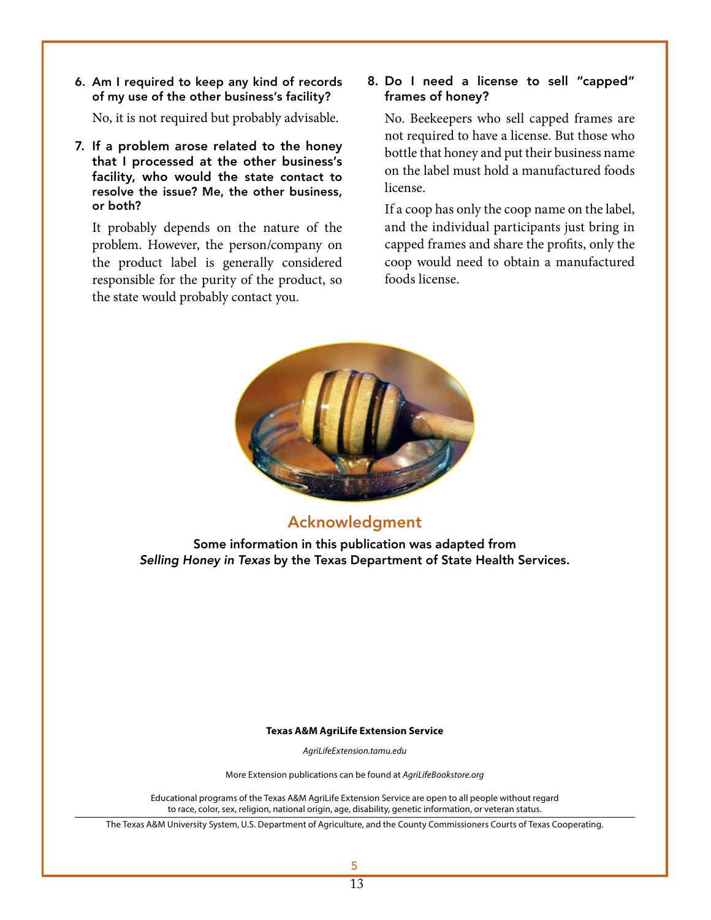**6. Am I required to keep any kind of records of my use of the other business's facility?**

No, it is not required but probably advisable.

**7. If a problem arose related to the honey that I processed at the other business's facility, who would the state contact to resolve the issue? Me, the other business, or both?**

It probably depends on the nature of the problem. However, the person/company on the product label is generally considered responsible for the purity of the product, so the state would probably contact you.

**8. Do I need a license to sell "capped" frames of honey?**

No. Beekeepers who sell capped frames are not required to have a license. But those who bottle that honey and put their business name on the label must hold a manufactured foods license.

If a coop has only the coop name on the label, and the individual participants just bring in capped frames and share the profits, only the coop would need to obtain a manufactured foods license.

## Acknowledgment

**Some information in this publication was adapted from *Selling Honey in Texas* by the Texas Department of State Health Services.**

**Texas A&M AgriLife Extension Service**

*AgriLifeExtension.tamu.edu*

More Extension publications can be found at *AgriLifeBookstore.org*

Educational programs of the Texas A&M AgriLife Extension Service are open to all people without regard to race, color, sex, religion, national origin, age, disability, genetic information, or veteran status.

The Texas A&M University System, U.S. Department of Agriculture, and the County Commissioners Courts of Texas Cooperating.